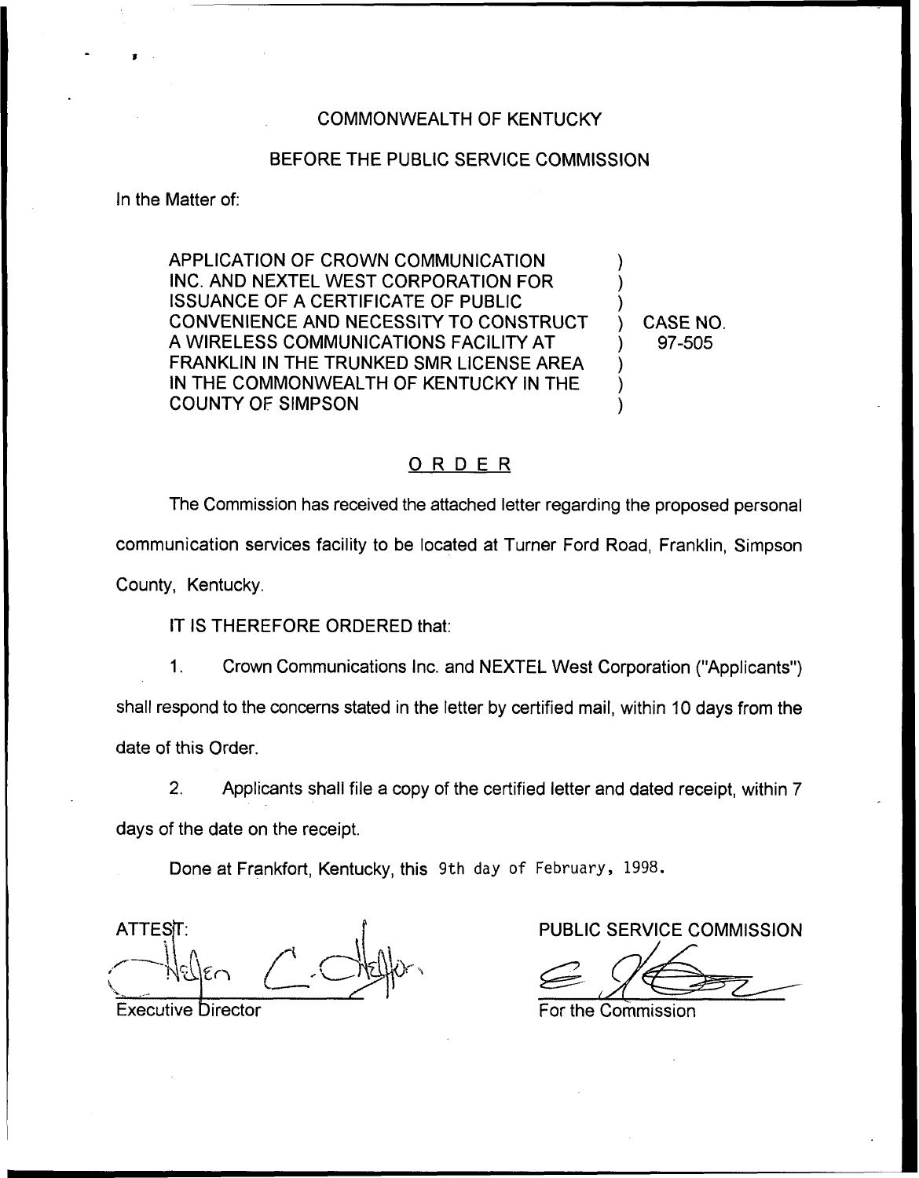COMMONWEALTH OF KENTUCKY

BEFORE THE PUBLIC SERVICE COMMISSION

In the Matter of:

APPLICATION OF CROWN COMMUNICATION INC. AND NEXTEL WEST CORPORATION FOR ISSUANCE OF A CERTIFICATE OF PUBLIC CONVENIENCE AND NECESSITY TO CONSTRUCT A WIRELESS COMMUNICATIONS FACILITY AT FRANKLIN IN THE TRUNKED SMR LICENSE AREA IN THE COMMONWEALTH OF KENTUCKY IN THE COUNTY OF SIMPSON ) CASE NO. 97-505

## ORDER

The Commission has received the attached letter regarding the proposed personal communication services facility to be located at Turner Ford Road, Franklin, Simpson County, Kentucky.

IT IS THEREFORE ORDERED that:

1. Crown Communications Inc. and NEXTEL West Corporation ("Applicants") shall respond to the concerns stated in the letter by certified mail, within 10 days from the date of this Order.

2. Applicants shall file a copy of the certified letter and dated receipt, within 7 days of the date on the receipt.

Done at Frankfort, Kentucky, this 9th day of February, 1998.

ATTEST:

Executive Director

PUBLIC SERVICE COMMISSION

For the Commission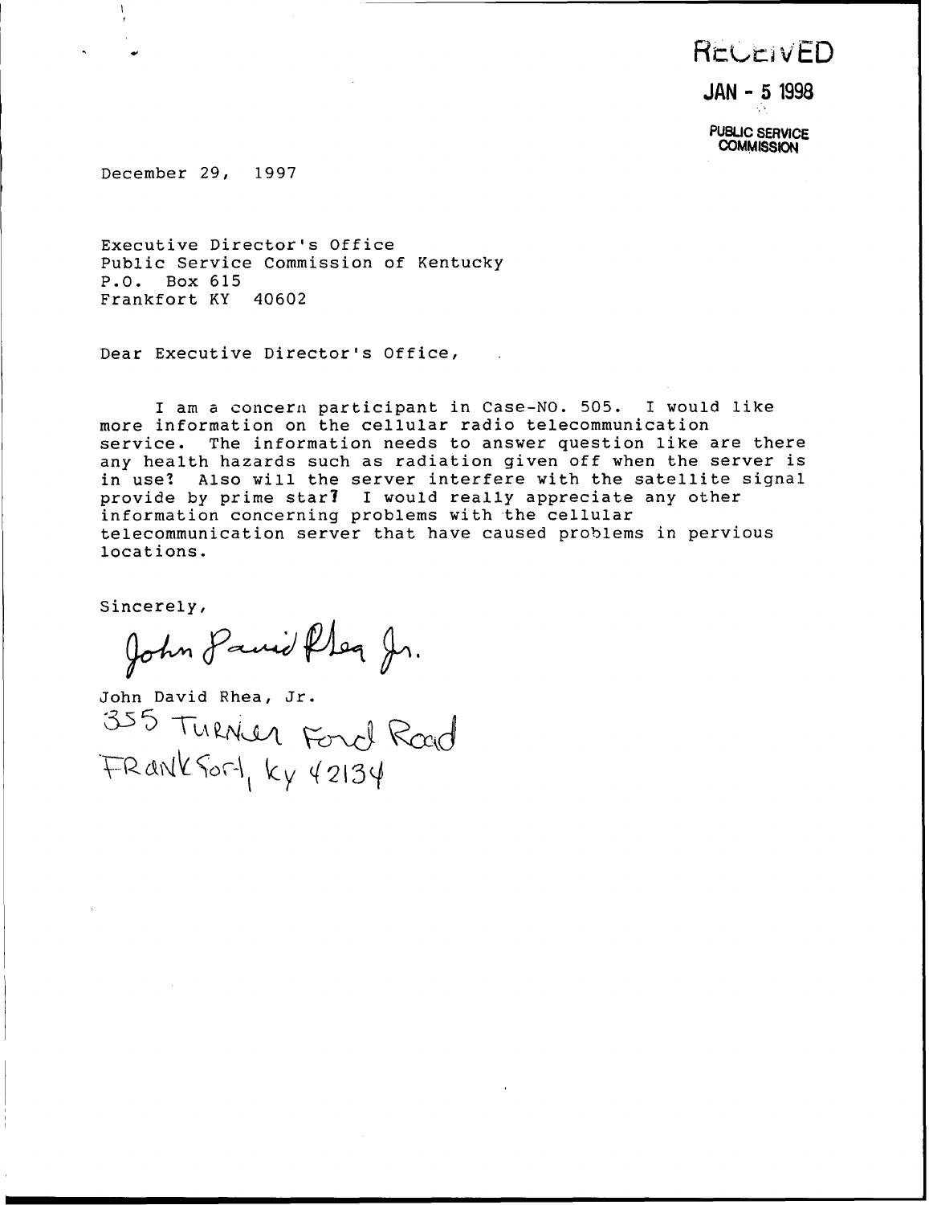RECEIVED

JAN - 5 1998

PUBLIC SERVICE COMMISSION

December 29, 1997

Executive Director's Office
Public Service Commission of Kentucky
P.O. Box 615
Frankfort KY 40602

Dear Executive Director's Office,

I am a concern participant in Case-NO. 505. I would like more information on the cellular radio telecommunication service. The information needs to answer question like are there any health hazards such as radiation given off when the server is in use? Also will the server interfere with the satellite signal provide by prime star? I would really appreciate any other information concerning problems with the cellular telecommunication server that have caused problems in pervious locations.

Sincerely,

John David Rhea Jr.

John David Rhea, Jr.
355 Turner Ford Road
Frankfort, Ky 42134